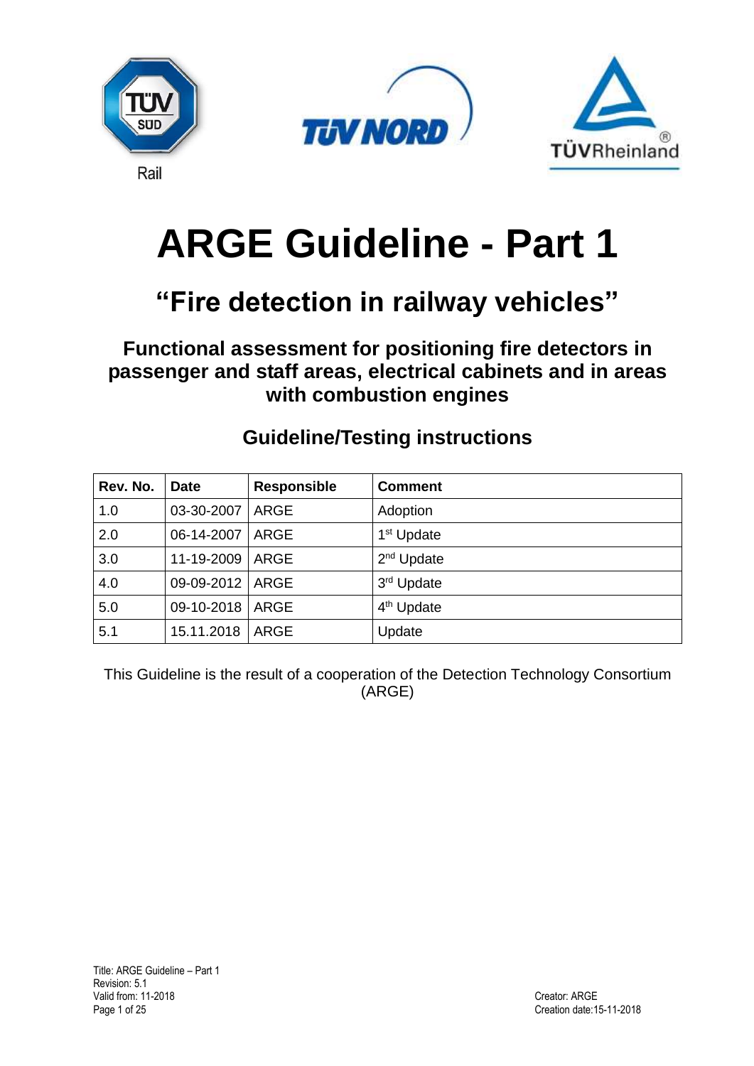# ARGE Guideline - Part 1

## "Fire detection in railway vehicles"

### Functional assessment for positioning fire detectors in passenger and staff areas, electrical cabinets and in areas with combustion engines

### Guideline/Testing instructions

| Rev. No. | Date | Responsible | Comment |
|---|---|---|---|
| 1.0 | 03-30-2007 | ARGE | Adoption |
| 2.0 | 06-14-2007 | ARGE | 1st Update |
| 3.0 | 11-19-2009 | ARGE | 2nd Update |
| 4.0 | 09-09-2012 | ARGE | 3rd Update |
| 5.0 | 09-10-2018 | ARGE | 4th Update |
| 5.1 | 15.11.2018 | ARGE | Update |

This Guideline is the result of a cooperation of the Detection Technology Consortium (ARGE)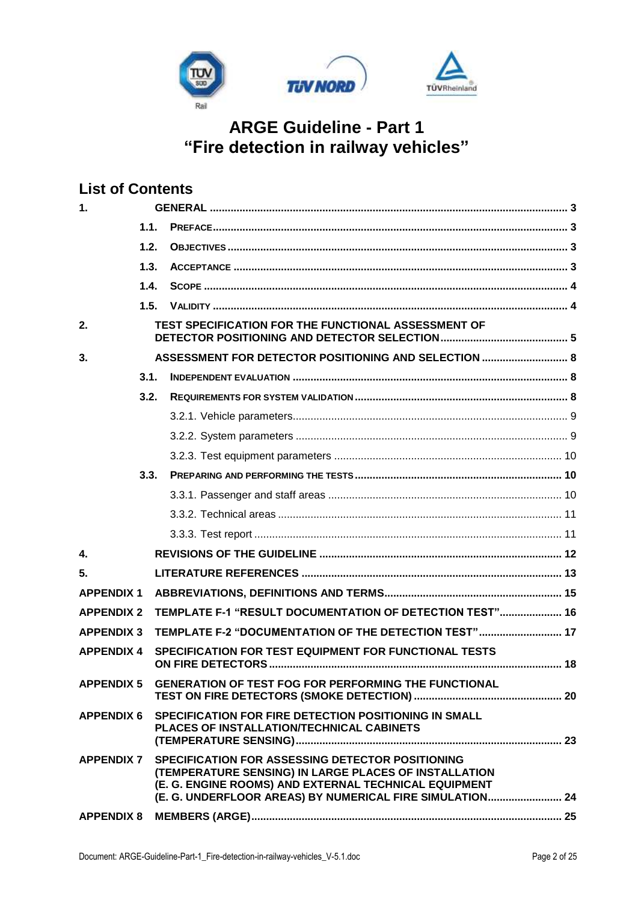# ARGE Guideline - Part 1
# "Fire detection in railway vehicles"

## List of Contents

| | | |
|---|---|---|
| 1. | GENERAL | 3 |
| 1.1. | PREFACE | 3 |
| 1.2. | OBJECTIVES | 3 |
| 1.3. | ACCEPTANCE | 3 |
| 1.4. | SCOPE | 4 |
| 1.5. | VALIDITY | 4 |
| 2. | TEST SPECIFICATION FOR THE FUNCTIONAL ASSESSMENT OF DETECTOR POSITIONING AND DETECTOR SELECTION | 5 |
| 3. | ASSESSMENT FOR DETECTOR POSITIONING AND SELECTION | 8 |
| 3.1. | INDEPENDENT EVALUATION | 8 |
| 3.2. | REQUIREMENTS FOR SYSTEM VALIDATION | 8 |
| | 3.2.1. Vehicle parameters | 9 |
| | 3.2.2. System parameters | 9 |
| | 3.2.3. Test equipment parameters | 10 |
| 3.3. | PREPARING AND PERFORMING THE TESTS | 10 |
| | 3.3.1. Passenger and staff areas | 10 |
| | 3.3.2. Technical areas | 11 |
| | 3.3.3. Test report | 11 |
| 4. | REVISIONS OF THE GUIDELINE | 12 |
| 5. | LITERATURE REFERENCES | 13 |
| APPENDIX 1 | ABBREVIATIONS, DEFINITIONS AND TERMS | 15 |
| APPENDIX 2 | TEMPLATE F-1 "RESULT DOCUMENTATION OF DETECTION TEST" | 16 |
| APPENDIX 3 | TEMPLATE F-2 "DOCUMENTATION OF THE DETECTION TEST" | 17 |
| APPENDIX 4 | SPECIFICATION FOR TEST EQUIPMENT FOR FUNCTIONAL TESTS ON FIRE DETECTORS | 18 |
| APPENDIX 5 | GENERATION OF TEST FOG FOR PERFORMING THE FUNCTIONAL TEST ON FIRE DETECTORS (SMOKE DETECTION) | 20 |
| APPENDIX 6 | SPECIFICATION FOR FIRE DETECTION POSITIONING IN SMALL PLACES OF INSTALLATION/TECHNICAL CABINETS (TEMPERATURE SENSING) | 23 |
| APPENDIX 7 | SPECIFICATION FOR ASSESSING DETECTOR POSITIONING (TEMPERATURE SENSING) IN LARGE PLACES OF INSTALLATION (E. G. ENGINE ROOMS) AND EXTERNAL TECHNICAL EQUIPMENT (E. G. UNDERFLOOR AREAS) BY NUMERICAL FIRE SIMULATION | 24 |
| APPENDIX 8 | MEMBERS (ARGE) | 25 |

Document: ARGE-Guideline-Part-1_Fire-detection-in-railway-vehicles_V-5.1.doc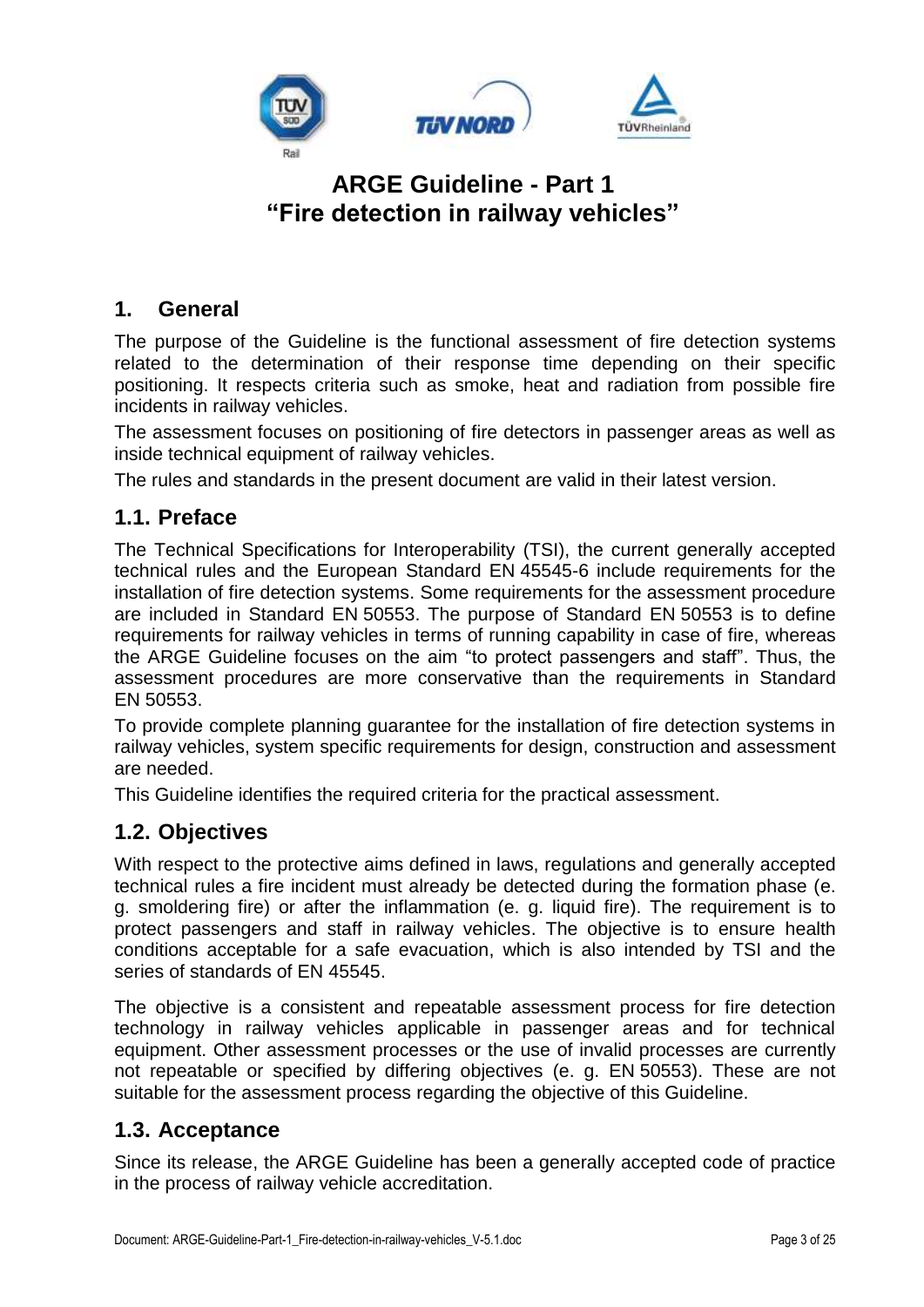# ARGE Guideline - Part 1
# “Fire detection in railway vehicles”

## 1. General

The purpose of the Guideline is the functional assessment of fire detection systems related to the determination of their response time depending on their specific positioning. It respects criteria such as smoke, heat and radiation from possible fire incidents in railway vehicles.

The assessment focuses on positioning of fire detectors in passenger areas as well as inside technical equipment of railway vehicles.

The rules and standards in the present document are valid in their latest version.

## 1.1. Preface

The Technical Specifications for Interoperability (TSI), the current generally accepted technical rules and the European Standard EN 45545-6 include requirements for the installation of fire detection systems. Some requirements for the assessment procedure are included in Standard EN 50553. The purpose of Standard EN 50553 is to define requirements for railway vehicles in terms of running capability in case of fire, whereas the ARGE Guideline focuses on the aim “to protect passengers and staff”. Thus, the assessment procedures are more conservative than the requirements in Standard EN 50553.

To provide complete planning guarantee for the installation of fire detection systems in railway vehicles, system specific requirements for design, construction and assessment are needed.

This Guideline identifies the required criteria for the practical assessment.

## 1.2. Objectives

With respect to the protective aims defined in laws, regulations and generally accepted technical rules a fire incident must already be detected during the formation phase (e. g. smoldering fire) or after the inflammation (e. g. liquid fire). The requirement is to protect passengers and staff in railway vehicles. The objective is to ensure health conditions acceptable for a safe evacuation, which is also intended by TSI and the series of standards of EN 45545.

The objective is a consistent and repeatable assessment process for fire detection technology in railway vehicles applicable in passenger areas and for technical equipment. Other assessment processes or the use of invalid processes are currently not repeatable or specified by differing objectives (e. g. EN 50553). These are not suitable for the assessment process regarding the objective of this Guideline.

## 1.3. Acceptance

Since its release, the ARGE Guideline has been a generally accepted code of practice in the process of railway vehicle accreditation.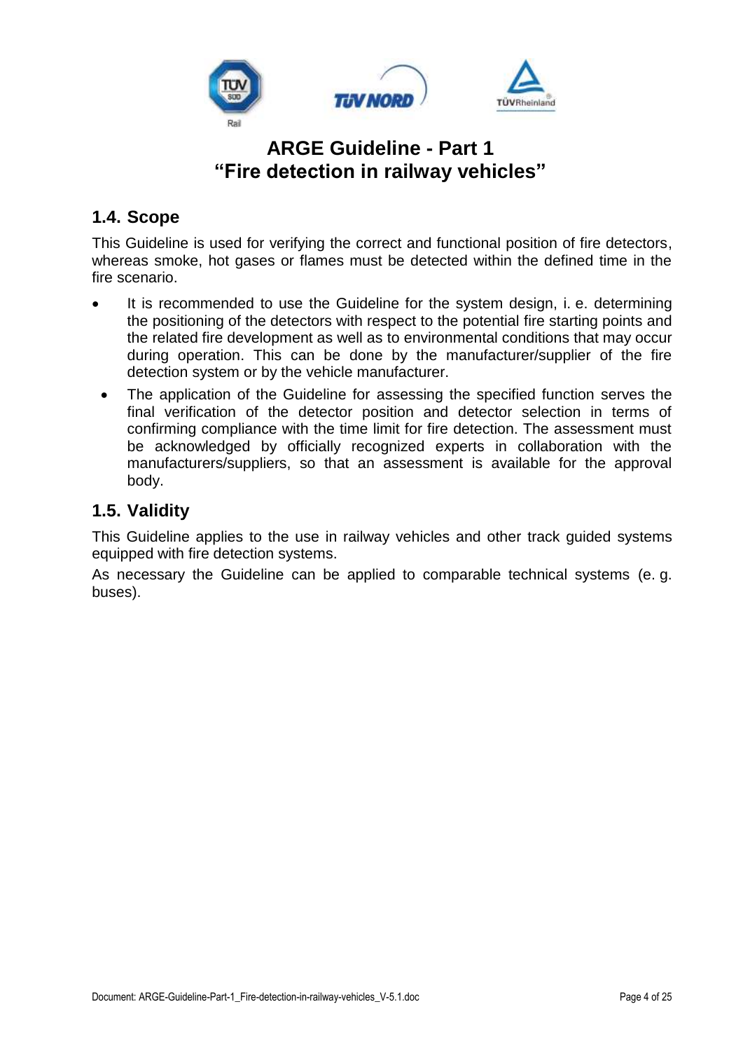# ARGE Guideline - Part 1 "Fire detection in railway vehicles"

## 1.4. Scope

This Guideline is used for verifying the correct and functional position of fire detectors, whereas smoke, hot gases or flames must be detected within the defined time in the fire scenario.

- It is recommended to use the Guideline for the system design, i. e. determining the positioning of the detectors with respect to the potential fire starting points and the related fire development as well as to environmental conditions that may occur during operation. This can be done by the manufacturer/supplier of the fire detection system or by the vehicle manufacturer.
- The application of the Guideline for assessing the specified function serves the final verification of the detector position and detector selection in terms of confirming compliance with the time limit for fire detection. The assessment must be acknowledged by officially recognized experts in collaboration with the manufacturers/suppliers, so that an assessment is available for the approval body.

## 1.5. Validity

This Guideline applies to the use in railway vehicles and other track guided systems equipped with fire detection systems.

As necessary the Guideline can be applied to comparable technical systems (e. g. buses).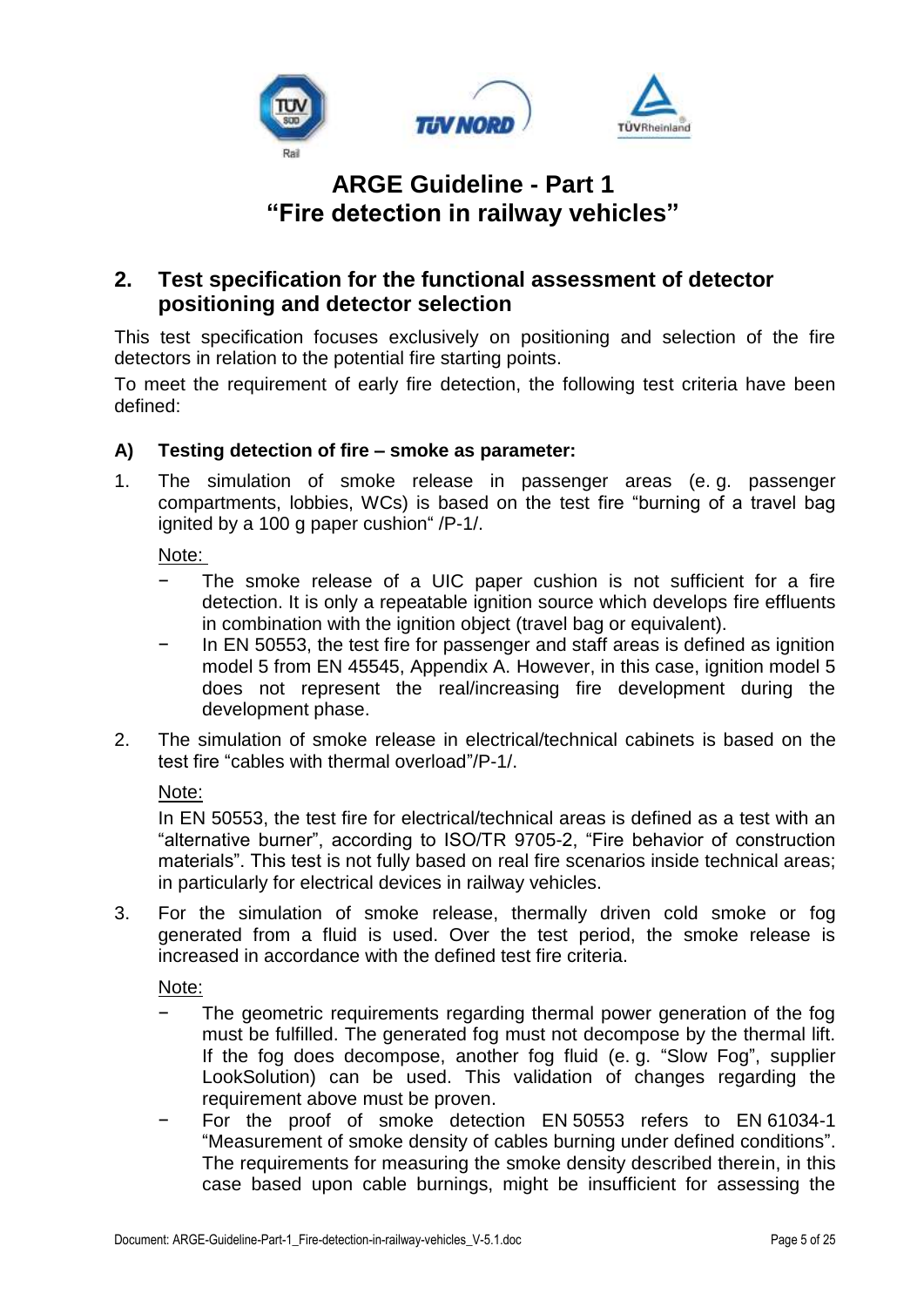# ARGE Guideline - Part 1
# “Fire detection in railway vehicles”

## 2. Test specification for the functional assessment of detector positioning and detector selection

This test specification focuses exclusively on positioning and selection of the fire detectors in relation to the potential fire starting points.

To meet the requirement of early fire detection, the following test criteria have been defined:

### A) Testing detection of fire – smoke as parameter:

1. The simulation of smoke release in passenger areas (e. g. passenger compartments, lobbies, WCs) is based on the test fire “burning of a travel bag ignited by a 100 g paper cushion“ /P-1/.

   Note:

   - The smoke release of a UIC paper cushion is not sufficient for a fire detection. It is only a repeatable ignition source which develops fire effluents in combination with the ignition object (travel bag or equivalent).
   - In EN 50553, the test fire for passenger and staff areas is defined as ignition model 5 from EN 45545, Appendix A. However, in this case, ignition model 5 does not represent the real/increasing fire development during the development phase.

2. The simulation of smoke release in electrical/technical cabinets is based on the test fire “cables with thermal overload”/P-1/.

   Note:

   In EN 50553, the test fire for electrical/technical areas is defined as a test with an “alternative burner”, according to ISO/TR 9705-2, “Fire behavior of construction materials”. This test is not fully based on real fire scenarios inside technical areas; in particularly for electrical devices in railway vehicles.

3. For the simulation of smoke release, thermally driven cold smoke or fog generated from a fluid is used. Over the test period, the smoke release is increased in accordance with the defined test fire criteria.

   Note:

   - The geometric requirements regarding thermal power generation of the fog must be fulfilled. The generated fog must not decompose by the thermal lift. If the fog does decompose, another fog fluid (e. g. “Slow Fog”, supplier LookSolution) can be used. This validation of changes regarding the requirement above must be proven.
   - For the proof of smoke detection EN 50553 refers to EN 61034-1 “Measurement of smoke density of cables burning under defined conditions”. The requirements for measuring the smoke density described therein, in this case based upon cable burnings, might be insufficient for assessing the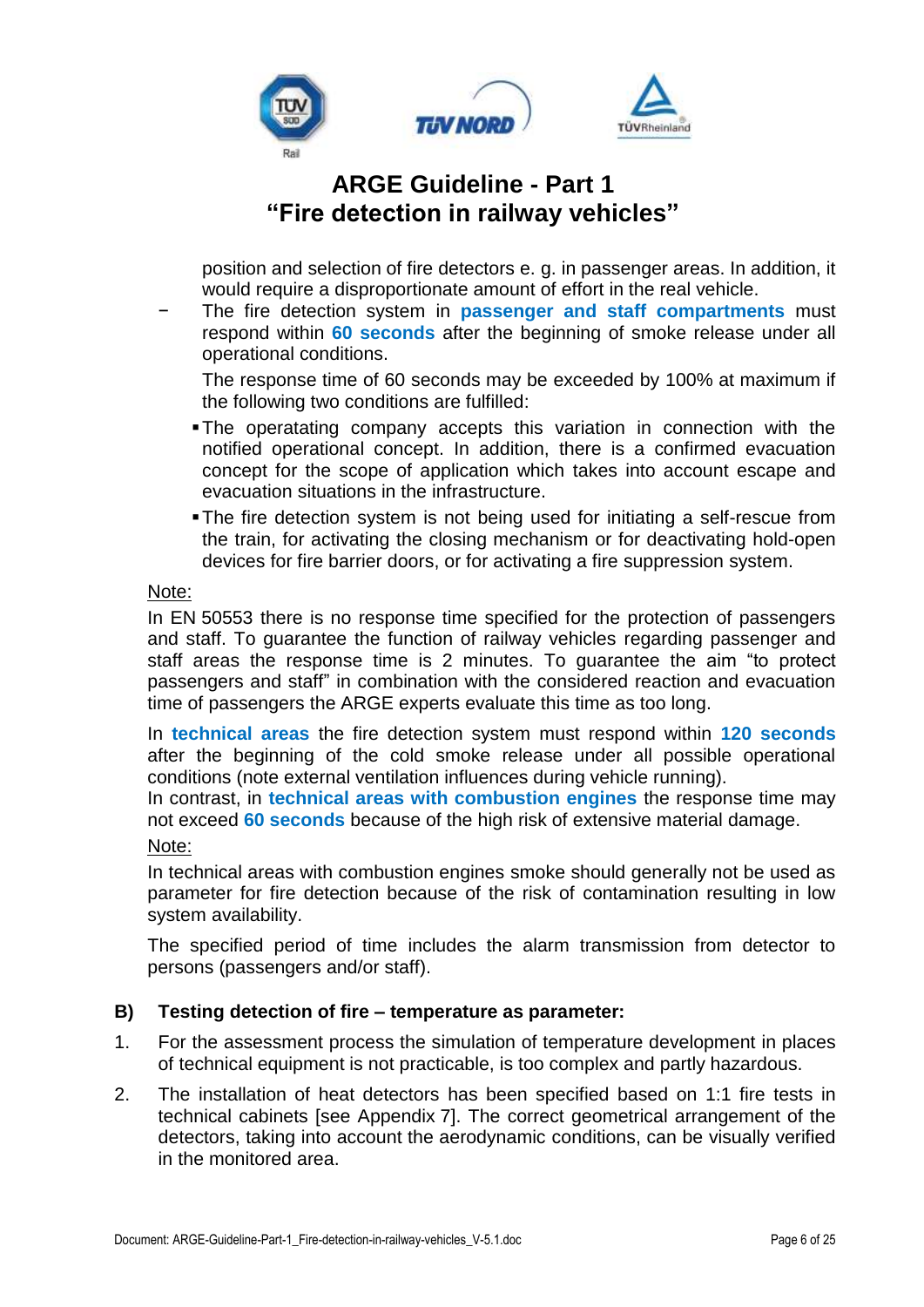position and selection of fire detectors e. g. in passenger areas. In addition, it would require a disproportionate amount of effort in the real vehicle.

- The fire detection system in **passenger and staff compartments** must respond within **60 seconds** after the beginning of smoke release under all operational conditions.

  The response time of 60 seconds may be exceeded by 100% at maximum if the following two conditions are fulfilled:

  - The operatating company accepts this variation in connection with the notified operational concept. In addition, there is a confirmed evacuation concept for the scope of application which takes into account escape and evacuation situations in the infrastructure.
  - The fire detection system is not being used for initiating a self-rescue from the train, for activating the closing mechanism or for deactivating hold-open devices for fire barrier doors, or for activating a fire suppression system.

Note:

In EN 50553 there is no response time specified for the protection of passengers and staff. To guarantee the function of railway vehicles regarding passenger and staff areas the response time is 2 minutes. To guarantee the aim "to protect passengers and staff" in combination with the considered reaction and evacuation time of passengers the ARGE experts evaluate this time as too long.

In **technical areas** the fire detection system must respond within **120 seconds** after the beginning of the cold smoke release under all possible operational conditions (note external ventilation influences during vehicle running).

In contrast, in **technical areas with combustion engines** the response time may not exceed **60 seconds** because of the high risk of extensive material damage.

Note:

In technical areas with combustion engines smoke should generally not be used as parameter for fire detection because of the risk of contamination resulting in low system availability.

The specified period of time includes the alarm transmission from detector to persons (passengers and/or staff).

## B) Testing detection of fire – temperature as parameter:

1. For the assessment process the simulation of temperature development in places of technical equipment is not practicable, is too complex and partly hazardous.
2. The installation of heat detectors has been specified based on 1:1 fire tests in technical cabinets [see Appendix 7]. The correct geometrical arrangement of the detectors, taking into account the aerodynamic conditions, can be visually verified in the monitored area.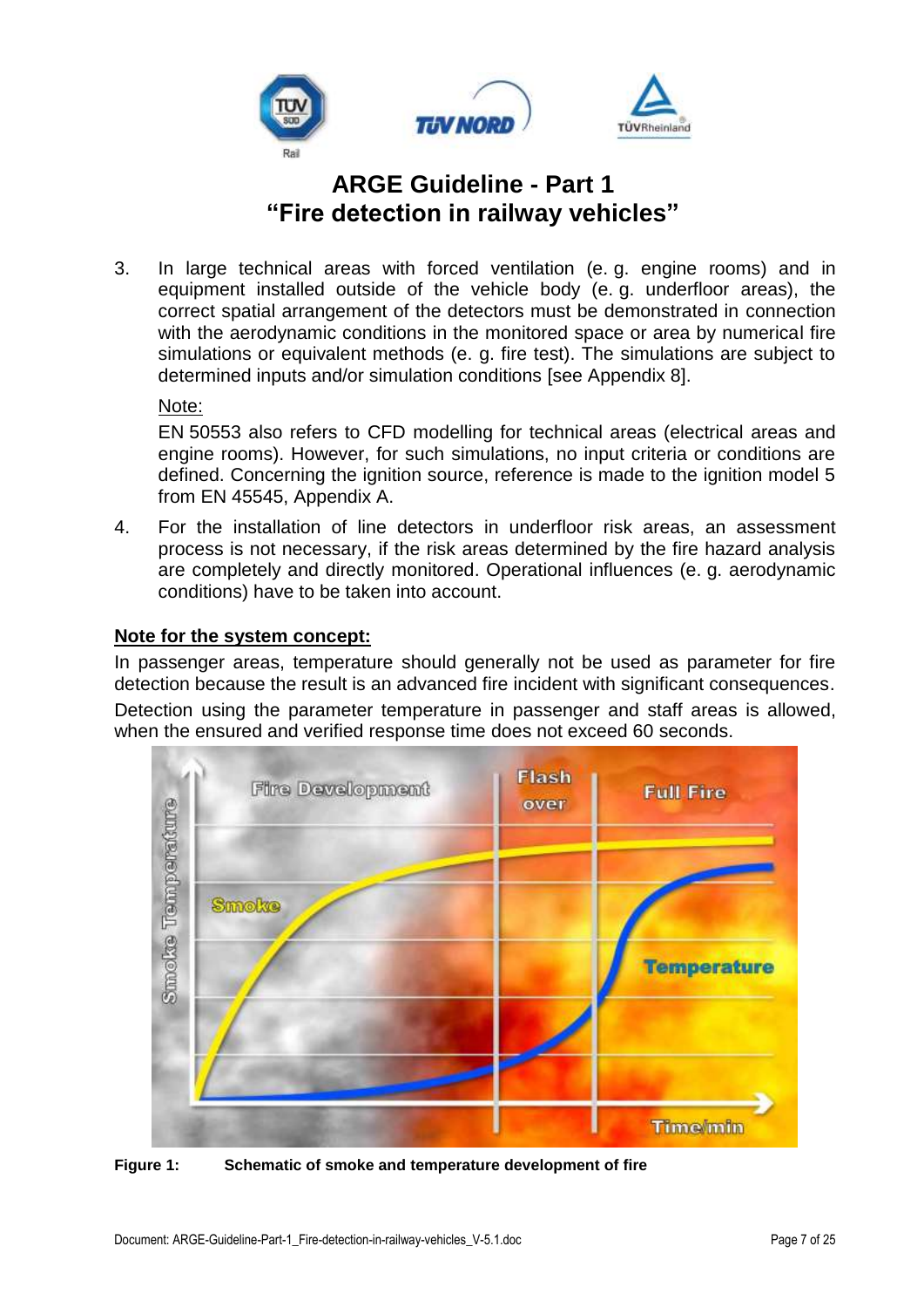3. In large technical areas with forced ventilation (e. g. engine rooms) and in equipment installed outside of the vehicle body (e. g. underfloor areas), the correct spatial arrangement of the detectors must be demonstrated in connection with the aerodynamic conditions in the monitored space or area by numerical fire simulations or equivalent methods (e. g. fire test). The simulations are subject to determined inputs and/or simulation conditions [see Appendix 8].

   Note:

   EN 50553 also refers to CFD modelling for technical areas (electrical areas and engine rooms). However, for such simulations, no input criteria or conditions are defined. Concerning the ignition source, reference is made to the ignition model 5 from EN 45545, Appendix A.

4. For the installation of line detectors in underfloor risk areas, an assessment process is not necessary, if the risk areas determined by the fire hazard analysis are completely and directly monitored. Operational influences (e. g. aerodynamic conditions) have to be taken into account.

**Note for the system concept:**

In passenger areas, temperature should generally not be used as parameter for fire detection because the result is an advanced fire incident with significant consequences.

Detection using the parameter temperature in passenger and staff areas is allowed, when the ensured and verified response time does not exceed 60 seconds.

Fire Development
Flash over
Full Fire
Smoke Temperature
Smoke
Temperature
Time/min

**Figure 1: Schematic of smoke and temperature development of fire**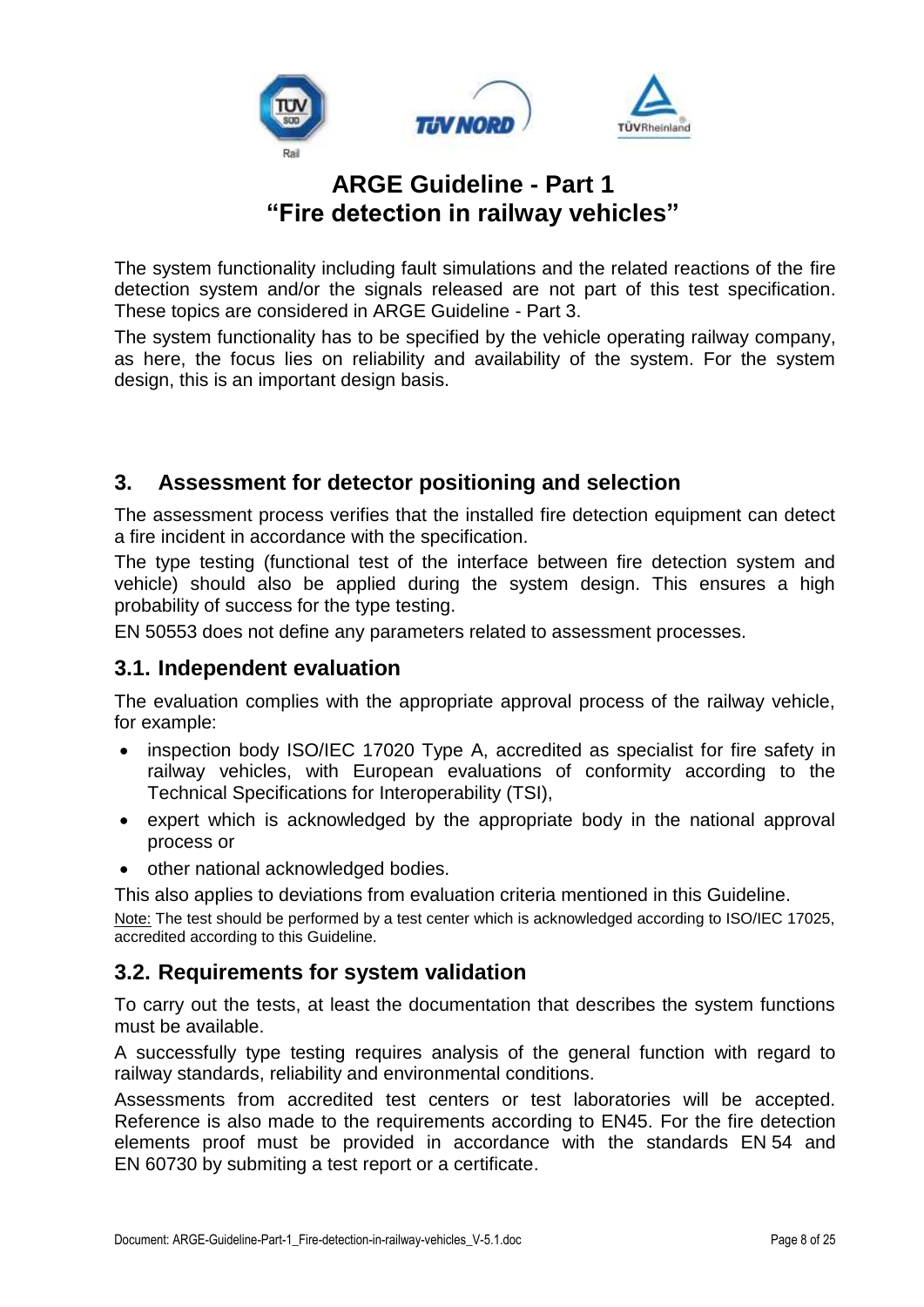The system functionality including fault simulations and the related reactions of the fire detection system and/or the signals released are not part of this test specification. These topics are considered in ARGE Guideline - Part 3.

The system functionality has to be specified by the vehicle operating railway company, as here, the focus lies on reliability and availability of the system. For the system design, this is an important design basis.

## 3. Assessment for detector positioning and selection

The assessment process verifies that the installed fire detection equipment can detect a fire incident in accordance with the specification.

The type testing (functional test of the interface between fire detection system and vehicle) should also be applied during the system design. This ensures a high probability of success for the type testing.

EN 50553 does not define any parameters related to assessment processes.

### 3.1. Independent evaluation

The evaluation complies with the appropriate approval process of the railway vehicle, for example:

- inspection body ISO/IEC 17020 Type A, accredited as specialist for fire safety in railway vehicles, with European evaluations of conformity according to the Technical Specifications for Interoperability (TSI),
- expert which is acknowledged by the appropriate body in the national approval process or
- other national acknowledged bodies.

This also applies to deviations from evaluation criteria mentioned in this Guideline.

Note: The test should be performed by a test center which is acknowledged according to ISO/IEC 17025, accredited according to this Guideline.

### 3.2. Requirements for system validation

To carry out the tests, at least the documentation that describes the system functions must be available.

A successfully type testing requires analysis of the general function with regard to railway standards, reliability and environmental conditions.

Assessments from accredited test centers or test laboratories will be accepted. Reference is also made to the requirements according to EN45. For the fire detection elements proof must be provided in accordance with the standards EN 54 and EN 60730 by submiting a test report or a certificate.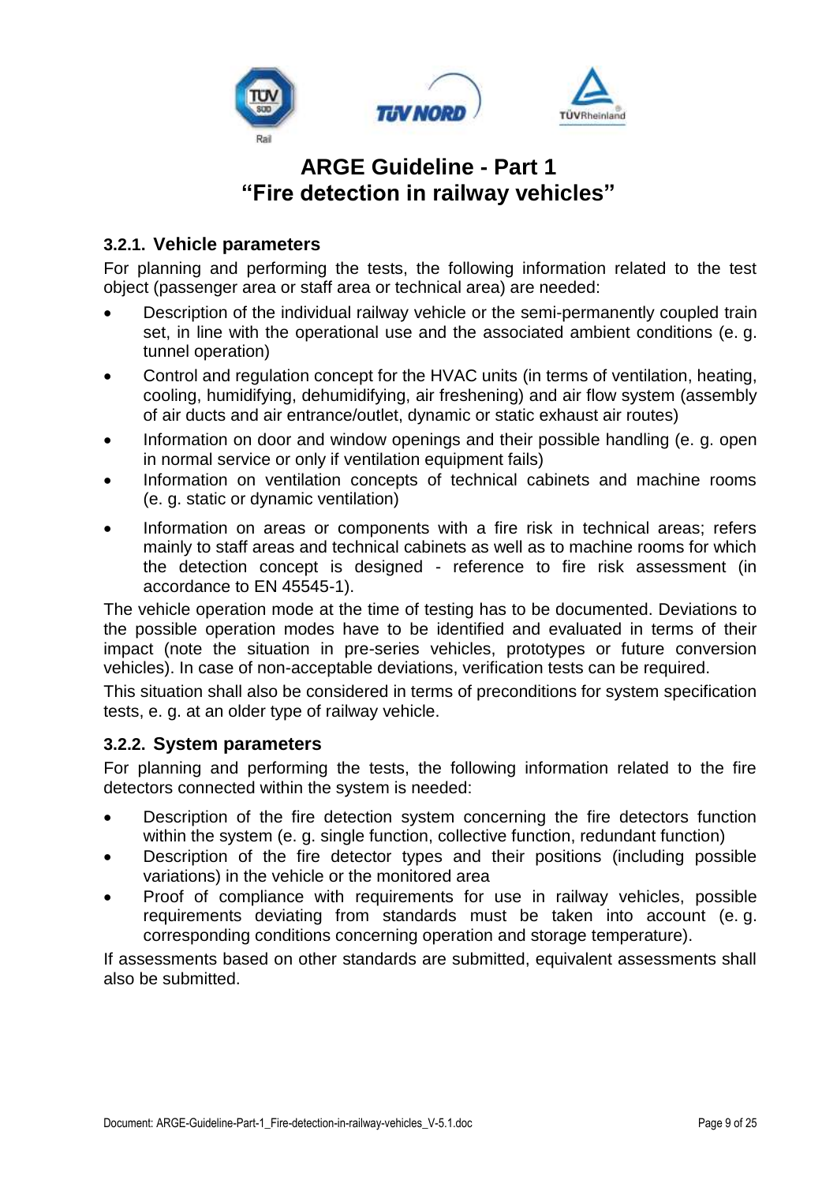### 3.2.1. Vehicle parameters

For planning and performing the tests, the following information related to the test object (passenger area or staff area or technical area) are needed:

- Description of the individual railway vehicle or the semi-permanently coupled train set, in line with the operational use and the associated ambient conditions (e. g. tunnel operation)
- Control and regulation concept for the HVAC units (in terms of ventilation, heating, cooling, humidifying, dehumidifying, air freshening) and air flow system (assembly of air ducts and air entrance/outlet, dynamic or static exhaust air routes)
- Information on door and window openings and their possible handling (e. g. open in normal service or only if ventilation equipment fails)
- Information on ventilation concepts of technical cabinets and machine rooms (e. g. static or dynamic ventilation)
- Information on areas or components with a fire risk in technical areas; refers mainly to staff areas and technical cabinets as well as to machine rooms for which the detection concept is designed - reference to fire risk assessment (in accordance to EN 45545-1).

The vehicle operation mode at the time of testing has to be documented. Deviations to the possible operation modes have to be identified and evaluated in terms of their impact (note the situation in pre-series vehicles, prototypes or future conversion vehicles). In case of non-acceptable deviations, verification tests can be required.

This situation shall also be considered in terms of preconditions for system specification tests, e. g. at an older type of railway vehicle.

### 3.2.2. System parameters

For planning and performing the tests, the following information related to the fire detectors connected within the system is needed:

- Description of the fire detection system concerning the fire detectors function within the system (e. g. single function, collective function, redundant function)
- Description of the fire detector types and their positions (including possible variations) in the vehicle or the monitored area
- Proof of compliance with requirements for use in railway vehicles, possible requirements deviating from standards must be taken into account (e. g. corresponding conditions concerning operation and storage temperature).

If assessments based on other standards are submitted, equivalent assessments shall also be submitted.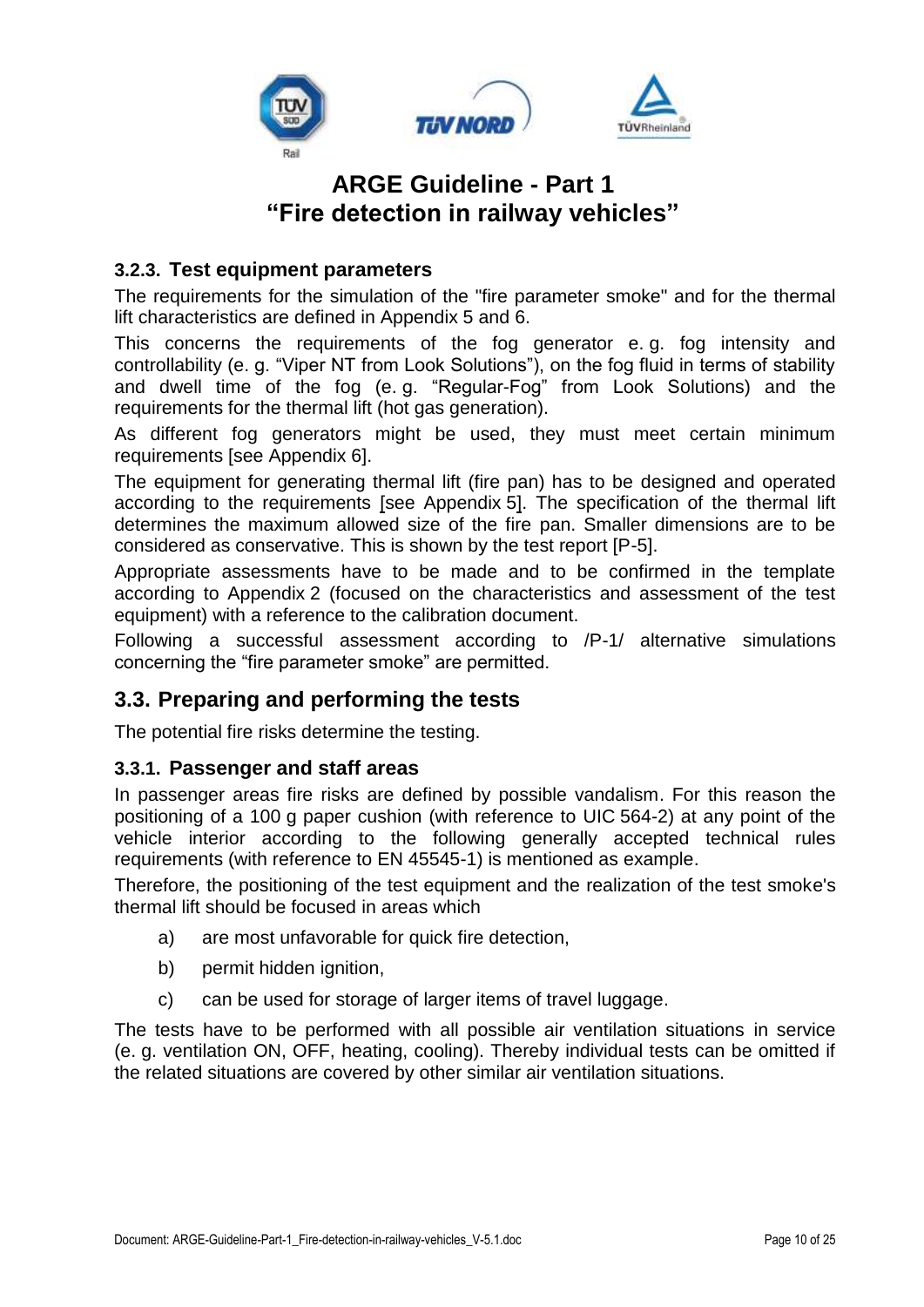### 3.2.3. Test equipment parameters

The requirements for the simulation of the "fire parameter smoke" and for the thermal lift characteristics are defined in Appendix 5 and 6.

This concerns the requirements of the fog generator e. g. fog intensity and controllability (e. g. "Viper NT from Look Solutions"), on the fog fluid in terms of stability and dwell time of the fog (e. g. "Regular-Fog" from Look Solutions) and the requirements for the thermal lift (hot gas generation).

As different fog generators might be used, they must meet certain minimum requirements [see Appendix 6].

The equipment for generating thermal lift (fire pan) has to be designed and operated according to the requirements [see Appendix 5]. The specification of the thermal lift determines the maximum allowed size of the fire pan. Smaller dimensions are to be considered as conservative. This is shown by the test report [P-5].

Appropriate assessments have to be made and to be confirmed in the template according to Appendix 2 (focused on the characteristics and assessment of the test equipment) with a reference to the calibration document.

Following a successful assessment according to /P-1/ alternative simulations concerning the "fire parameter smoke" are permitted.

## 3.3. Preparing and performing the tests

The potential fire risks determine the testing.

### 3.3.1. Passenger and staff areas

In passenger areas fire risks are defined by possible vandalism. For this reason the positioning of a 100 g paper cushion (with reference to UIC 564-2) at any point of the vehicle interior according to the following generally accepted technical rules requirements (with reference to EN 45545-1) is mentioned as example.

Therefore, the positioning of the test equipment and the realization of the test smoke's thermal lift should be focused in areas which

a) are most unfavorable for quick fire detection,

b) permit hidden ignition,

c) can be used for storage of larger items of travel luggage.

The tests have to be performed with all possible air ventilation situations in service (e. g. ventilation ON, OFF, heating, cooling). Thereby individual tests can be omitted if the related situations are covered by other similar air ventilation situations.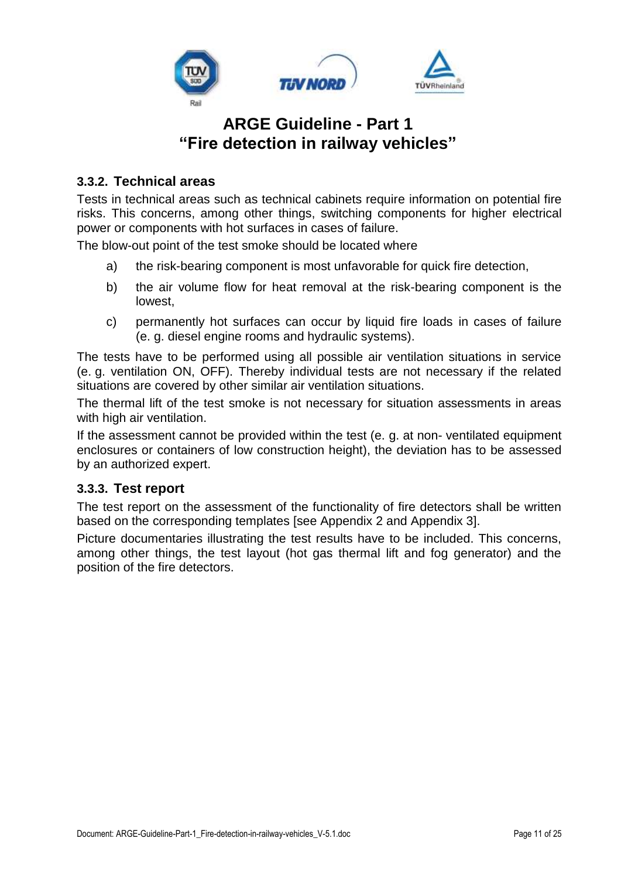### 3.3.2. Technical areas

Tests in technical areas such as technical cabinets require information on potential fire risks. This concerns, among other things, switching components for higher electrical power or components with hot surfaces in cases of failure.

The blow-out point of the test smoke should be located where

a) the risk-bearing component is most unfavorable for quick fire detection,

b) the air volume flow for heat removal at the risk-bearing component is the lowest,

c) permanently hot surfaces can occur by liquid fire loads in cases of failure (e. g. diesel engine rooms and hydraulic systems).

The tests have to be performed using all possible air ventilation situations in service (e. g. ventilation ON, OFF). Thereby individual tests are not necessary if the related situations are covered by other similar air ventilation situations.

The thermal lift of the test smoke is not necessary for situation assessments in areas with high air ventilation.

If the assessment cannot be provided within the test (e. g. at non- ventilated equipment enclosures or containers of low construction height), the deviation has to be assessed by an authorized expert.

### 3.3.3. Test report

The test report on the assessment of the functionality of fire detectors shall be written based on the corresponding templates [see Appendix 2 and Appendix 3].

Picture documentaries illustrating the test results have to be included. This concerns, among other things, the test layout (hot gas thermal lift and fog generator) and the position of the fire detectors.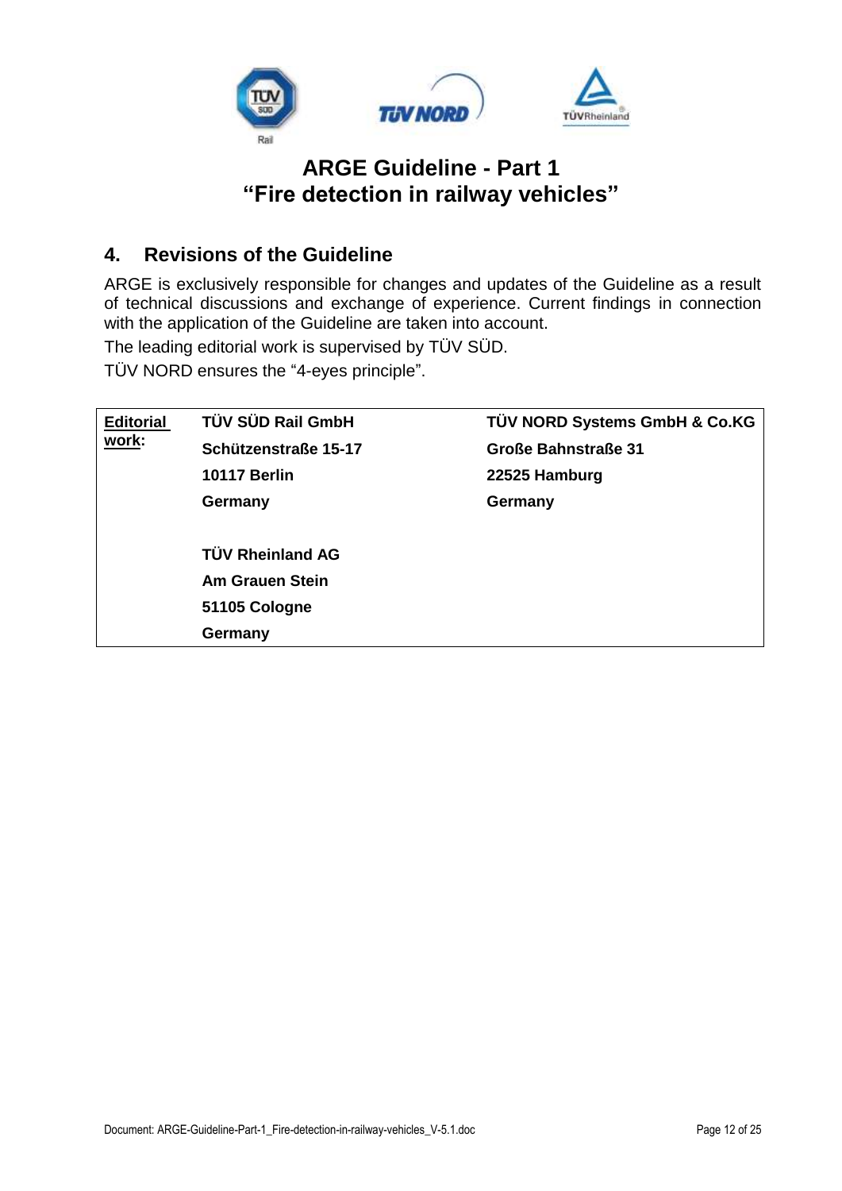# ARGE Guideline - Part 1
# "Fire detection in railway vehicles"

## 4. Revisions of the Guideline

ARGE is exclusively responsible for changes and updates of the Guideline as a result of technical discussions and exchange of experience. Current findings in connection with the application of the Guideline are taken into account.

The leading editorial work is supervised by TÜV SÜD.

TÜV NORD ensures the "4-eyes principle".

| Editorial work: | | |
|---|---|---|
| | **TÜV SÜD Rail GmbH**<br>**Schützenstraße 15-17**<br>**10117 Berlin**<br>**Germany** | **TÜV NORD Systems GmbH & Co.KG**<br>**Große Bahnstraße 31**<br>**22525 Hamburg**<br>**Germany** |
| | **TÜV Rheinland AG**<br>**Am Grauen Stein**<br>**51105 Cologne**<br>**Germany** | |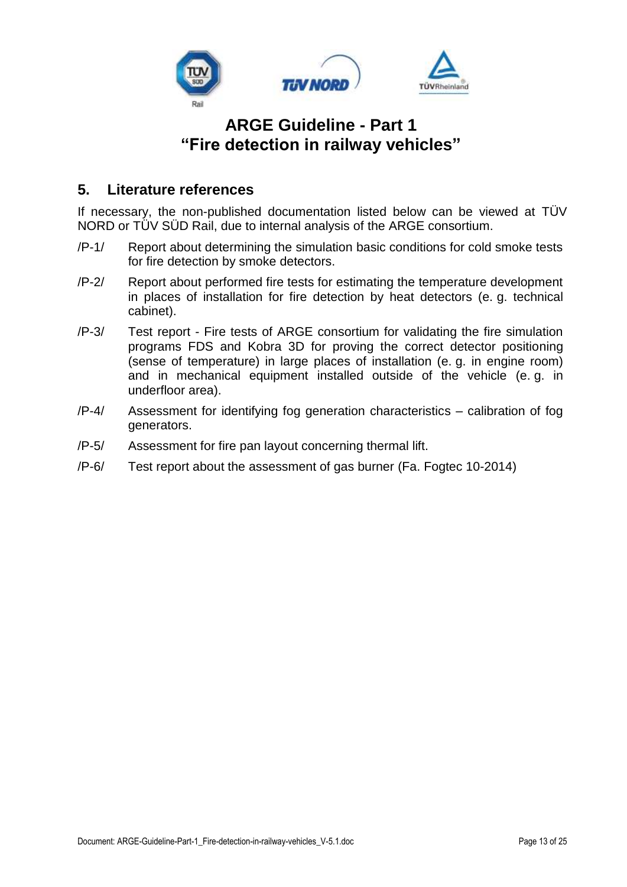## 5. Literature references

If necessary, the non-published documentation listed below can be viewed at TÜV NORD or TÜV SÜD Rail, due to internal analysis of the ARGE consortium.

/P-1/ Report about determining the simulation basic conditions for cold smoke tests for fire detection by smoke detectors.

/P-2/ Report about performed fire tests for estimating the temperature development in places of installation for fire detection by heat detectors (e. g. technical cabinet).

/P-3/ Test report - Fire tests of ARGE consortium for validating the fire simulation programs FDS and Kobra 3D for proving the correct detector positioning (sense of temperature) in large places of installation (e. g. in engine room) and in mechanical equipment installed outside of the vehicle (e. g. in underfloor area).

/P-4/ Assessment for identifying fog generation characteristics – calibration of fog generators.

/P-5/ Assessment for fire pan layout concerning thermal lift.

/P-6/ Test report about the assessment of gas burner (Fa. Fogtec 10-2014)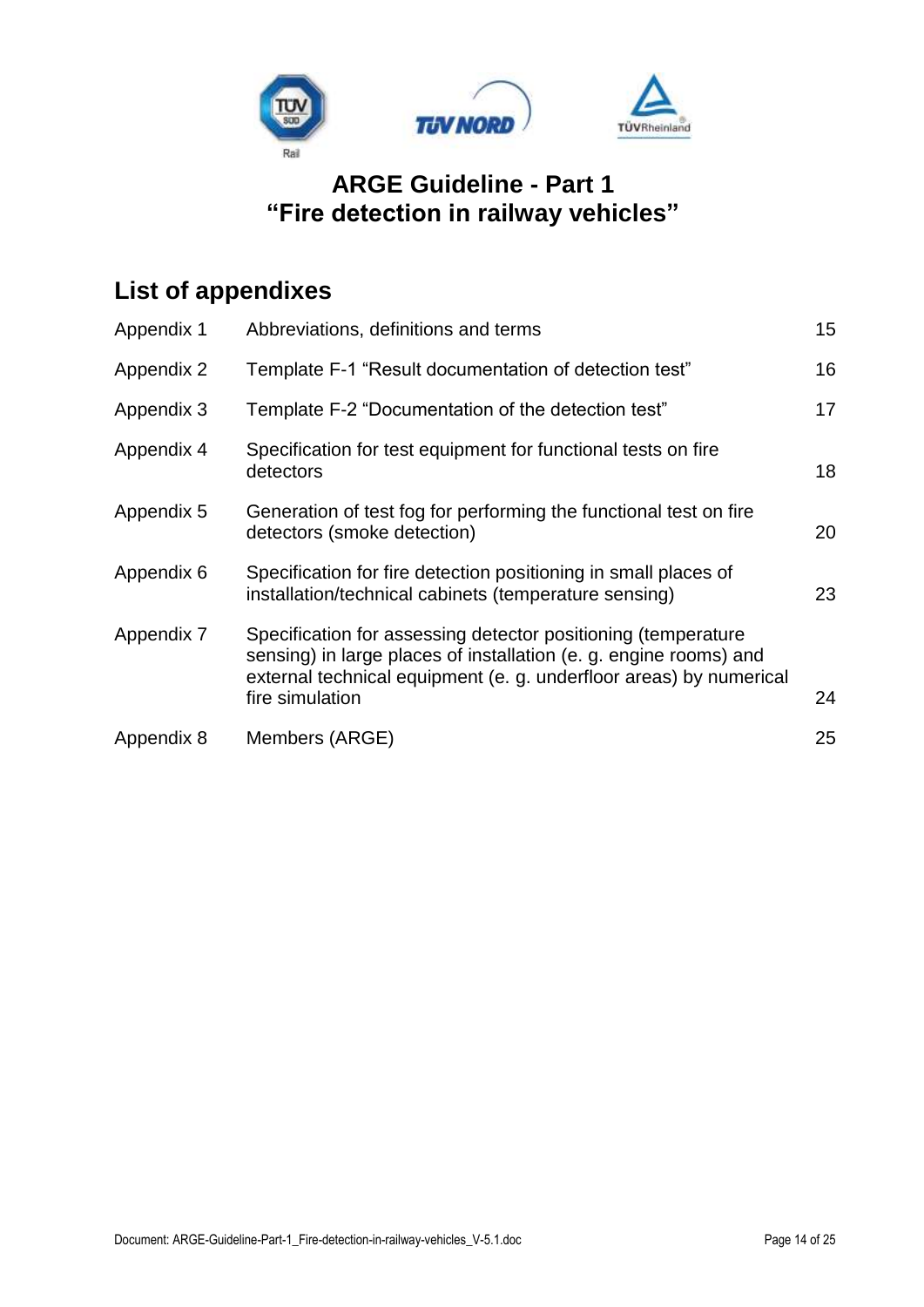# ARGE Guideline - Part 1
# “Fire detection in railway vehicles”

## List of appendixes

| | | |
|---|---|---|
| Appendix 1 | Abbreviations, definitions and terms | 15 |
| Appendix 2 | Template F-1 “Result documentation of detection test” | 16 |
| Appendix 3 | Template F-2 “Documentation of the detection test” | 17 |
| Appendix 4 | Specification for test equipment for functional tests on fire detectors | 18 |
| Appendix 5 | Generation of test fog for performing the functional test on fire detectors (smoke detection) | 20 |
| Appendix 6 | Specification for fire detection positioning in small places of installation/technical cabinets (temperature sensing) | 23 |
| Appendix 7 | Specification for assessing detector positioning (temperature sensing) in large places of installation (e. g. engine rooms) and external technical equipment (e. g. underfloor areas) by numerical fire simulation | 24 |
| Appendix 8 | Members (ARGE) | 25 |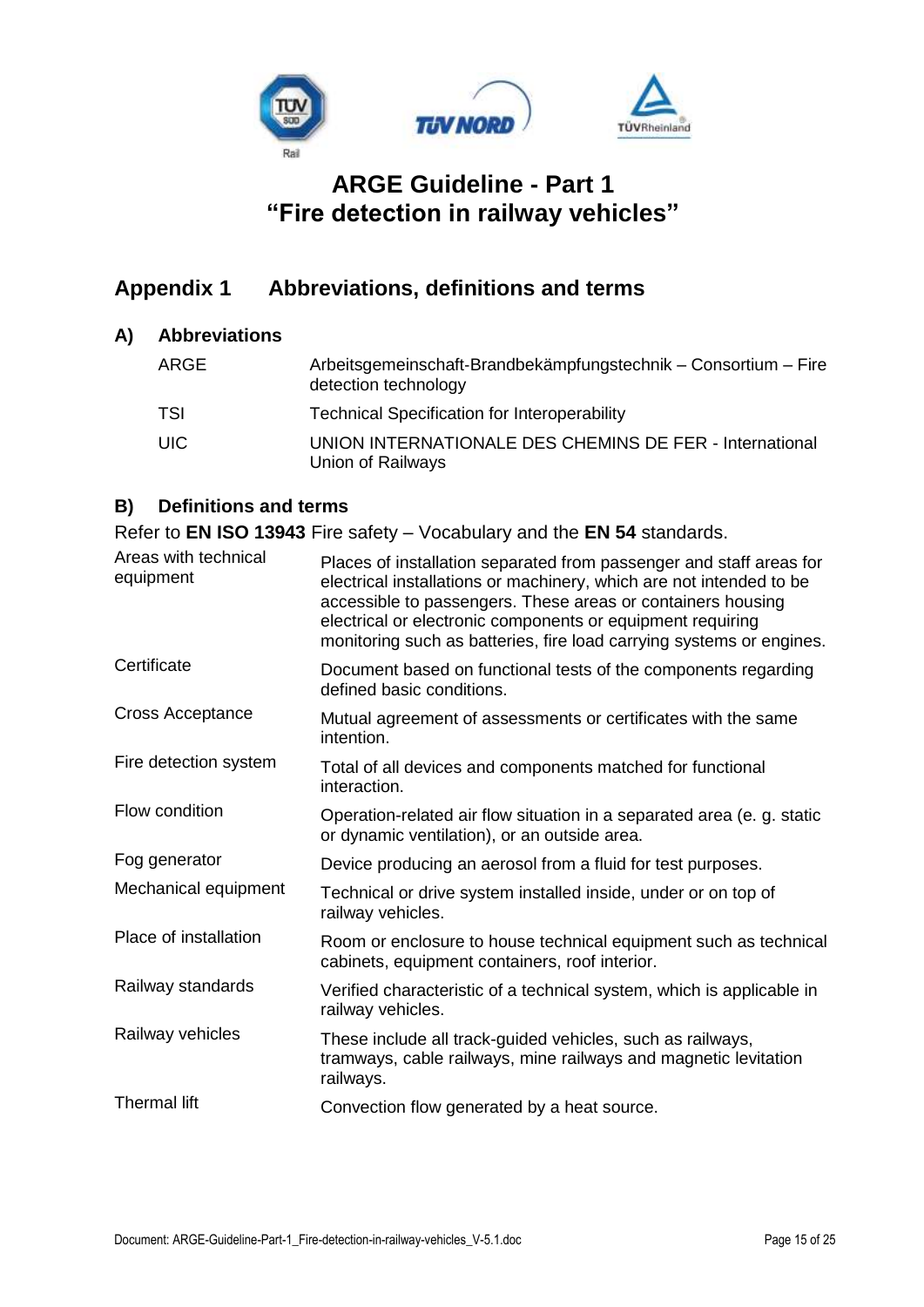# ARGE Guideline - Part 1
# "Fire detection in railway vehicles"

## Appendix 1 Abbreviations, definitions and terms

### A) Abbreviations

| | |
|---|---|
| ARGE | Arbeitsgemeinschaft-Brandbekämpfungstechnik – Consortium – Fire detection technology |
| TSI | Technical Specification for Interoperability |
| UIC | UNION INTERNATIONALE DES CHEMINS DE FER - International Union of Railways |

### B) Definitions and terms

Refer to **EN ISO 13943** Fire safety – Vocabulary and the **EN 54** standards.

| | |
|---|---|
| Areas with technical equipment | Places of installation separated from passenger and staff areas for electrical installations or machinery, which are not intended to be accessible to passengers. These areas or containers housing electrical or electronic components or equipment requiring monitoring such as batteries, fire load carrying systems or engines. |
| Certificate | Document based on functional tests of the components regarding defined basic conditions. |
| Cross Acceptance | Mutual agreement of assessments or certificates with the same intention. |
| Fire detection system | Total of all devices and components matched for functional interaction. |
| Flow condition | Operation-related air flow situation in a separated area (e. g. static or dynamic ventilation), or an outside area. |
| Fog generator | Device producing an aerosol from a fluid for test purposes. |
| Mechanical equipment | Technical or drive system installed inside, under or on top of railway vehicles. |
| Place of installation | Room or enclosure to house technical equipment such as technical cabinets, equipment containers, roof interior. |
| Railway standards | Verified characteristic of a technical system, which is applicable in railway vehicles. |
| Railway vehicles | These include all track-guided vehicles, such as railways, tramways, cable railways, mine railways and magnetic levitation railways. |
| Thermal lift | Convection flow generated by a heat source. |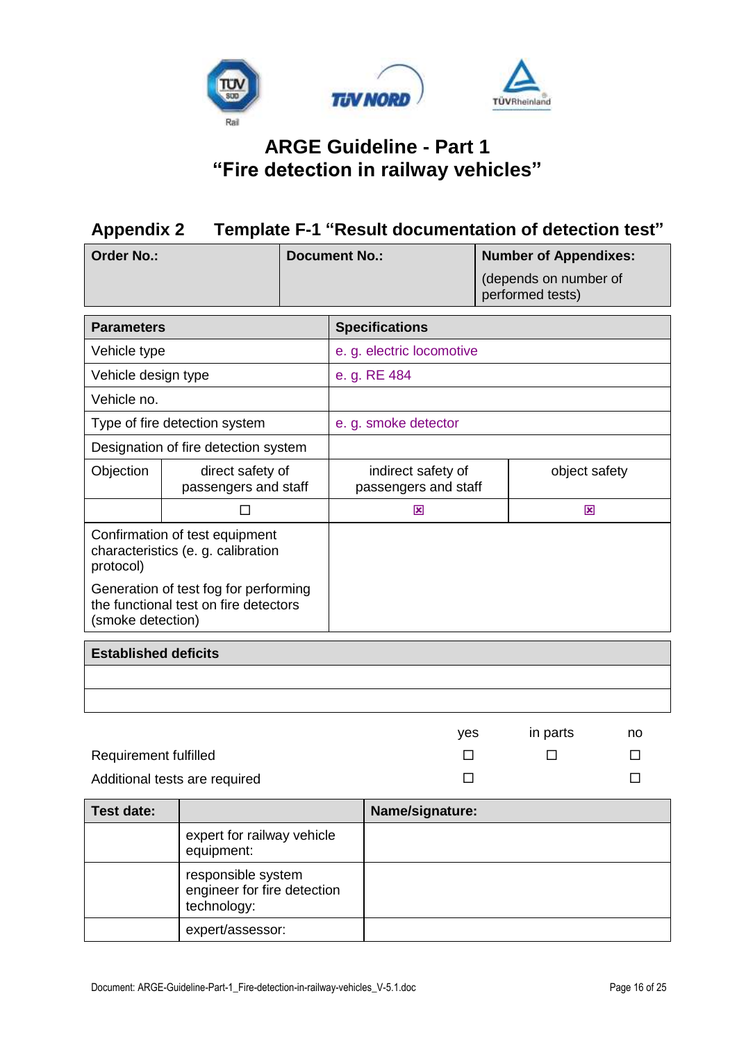# ARGE Guideline - Part 1
# "Fire detection in railway vehicles"

## Appendix 2 Template F-1 "Result documentation of detection test"

| Order No.: | Document No.: | Number of Appendixes: |
|---|---|---|
| | | (depends on number of performed tests) |

| Parameters | | Specifications | |
|---|---|---|---|
| Vehicle type | | e. g. electric locomotive | |
| Vehicle design type | | e. g. RE 484 | |
| Vehicle no. | | | |
| Type of fire detection system | | e. g. smoke detector | |
| Designation of fire detection system | | | |
| Objection | direct safety of passengers and staff | indirect safety of passengers and staff | object safety |
| | ☐ | ☒ | ☒ |
| Confirmation of test equipment characteristics (e. g. calibration protocol)<br><br>Generation of test fog for performing the functional test on fire detectors (smoke detection) | | | |

| Established deficits |
|---|
| |
| |

| | yes | in parts | no |
|---|---|---|---|
| Requirement fulfilled | ☐ | ☐ | ☐ |
| Additional tests are required | ☐ | | ☐ |

| Test date: | | Name/signature: |
|---|---|---|
| | expert for railway vehicle equipment: | |
| | responsible system engineer for fire detection technology: | |
| | expert/assessor: | |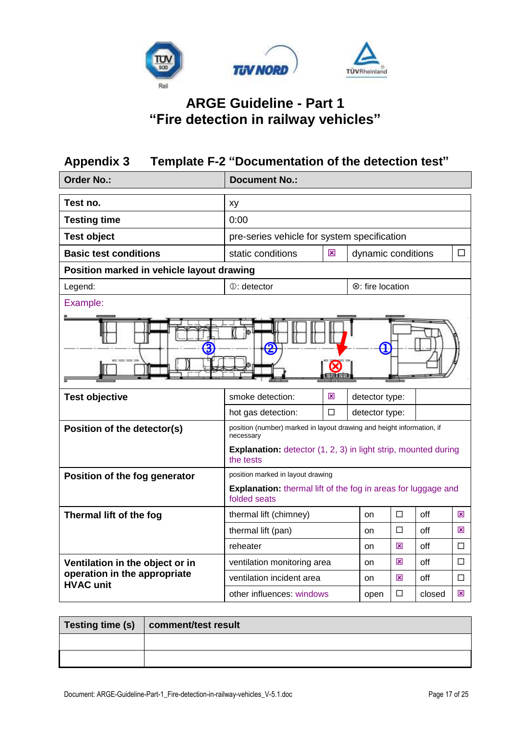# ARGE Guideline - Part 1
# "Fire detection in railway vehicles"

## Appendix 3 Template F-2 "Documentation of the detection test"

| Order No.: | Document No.: | | | | |
|---|---|---|---|---|---|
| **Test no.** | xy | | | | |
| **Testing time** | 0:00 | | | | |
| **Test object** | pre-series vehicle for system specification | | | | |
| **Basic test conditions** | static conditions | ☒ | dynamic conditions | ☐ | |
| **Position marked in vehicle layout drawing** | | | | | |
| Legend: | ①: detector | | ⊗: fire location | | |
| Example: | | | | | |
| **Test objective** | smoke detection: | ☒ | detector type: | | |
| | hot gas detection: | ☐ | detector type: | | |
| **Position of the detector(s)** | position (number) marked in layout drawing and height information, if necessary<br>**Explanation:** detector (1, 2, 3) in light strip, mounted during the tests | | | | |
| **Position of the fog generator** | position marked in layout drawing<br>**Explanation:** thermal lift of the fog in areas for luggage and folded seats | | | | |
| **Thermal lift of the fog** | thermal lift (chimney) | on ☐ | | off | ☒ |
| | thermal lift (pan) | on ☐ | | off | ☒ |
| | reheater | on ☒ | | off | ☐ |
| **Ventilation in the object or in operation in the appropriate HVAC unit** | ventilation monitoring area | on ☒ | | off | ☐ |
| | ventilation incident area | on ☒ | | off | ☐ |
| | other influences: windows | open ☐ | | closed | ☒ |

| Testing time (s) | comment/test result |
|---|---|
| | |
| | |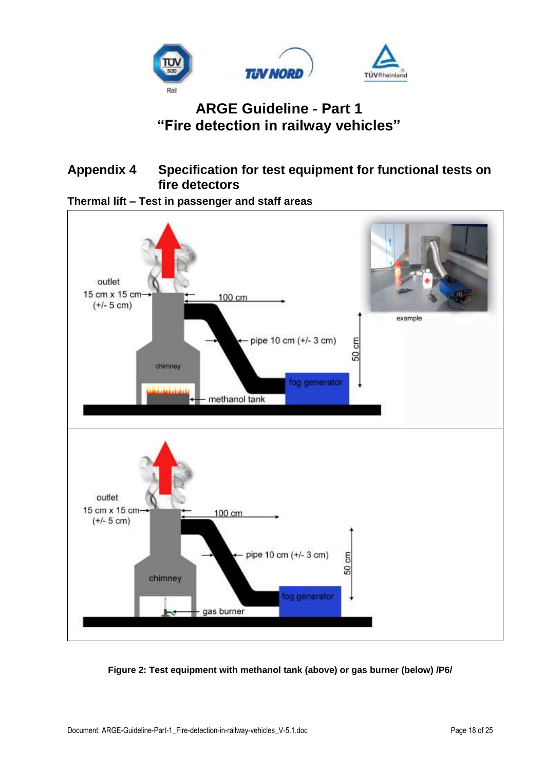## Appendix 4 Specification for test equipment for functional tests on fire detectors

**Thermal lift – Test in passenger and staff areas**

outlet
15 cm x 15 cm
(+/- 5 cm)
100 cm
pipe 10 cm (+/- 3 cm)
50 cm
chimney
fog generator
methanol tank
example

outlet
15 cm x 15 cm
(+/- 5 cm)
100 cm
pipe 10 cm (+/- 3 cm)
50 cm
chimney
fog generator
gas burner

**Figure 2: Test equipment with methanol tank (above) or gas burner (below) /P6/**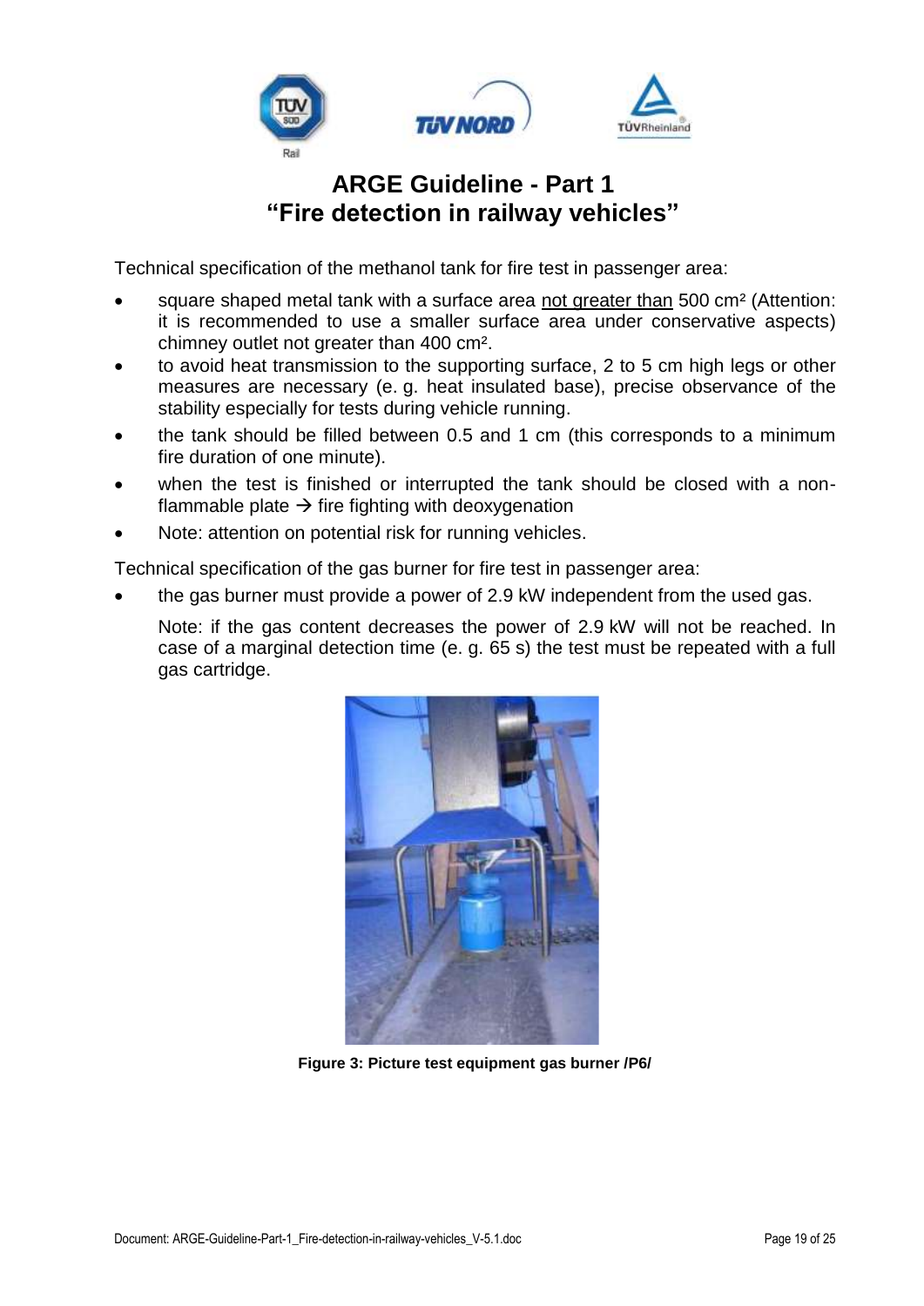Technical specification of the methanol tank for fire test in passenger area:

- square shaped metal tank with a surface area not greater than 500 cm² (Attention: it is recommended to use a smaller surface area under conservative aspects) chimney outlet not greater than 400 cm².
- to avoid heat transmission to the supporting surface, 2 to 5 cm high legs or other measures are necessary (e. g. heat insulated base), precise observance of the stability especially for tests during vehicle running.
- the tank should be filled between 0.5 and 1 cm (this corresponds to a minimum fire duration of one minute).
- when the test is finished or interrupted the tank should be closed with a non-flammable plate → fire fighting with deoxygenation
- Note: attention on potential risk for running vehicles.

Technical specification of the gas burner for fire test in passenger area:

- the gas burner must provide a power of 2.9 kW independent from the used gas.

  Note: if the gas content decreases the power of 2.9 kW will not be reached. In case of a marginal detection time (e. g. 65 s) the test must be repeated with a full gas cartridge.

**Figure 3: Picture test equipment gas burner /P6/**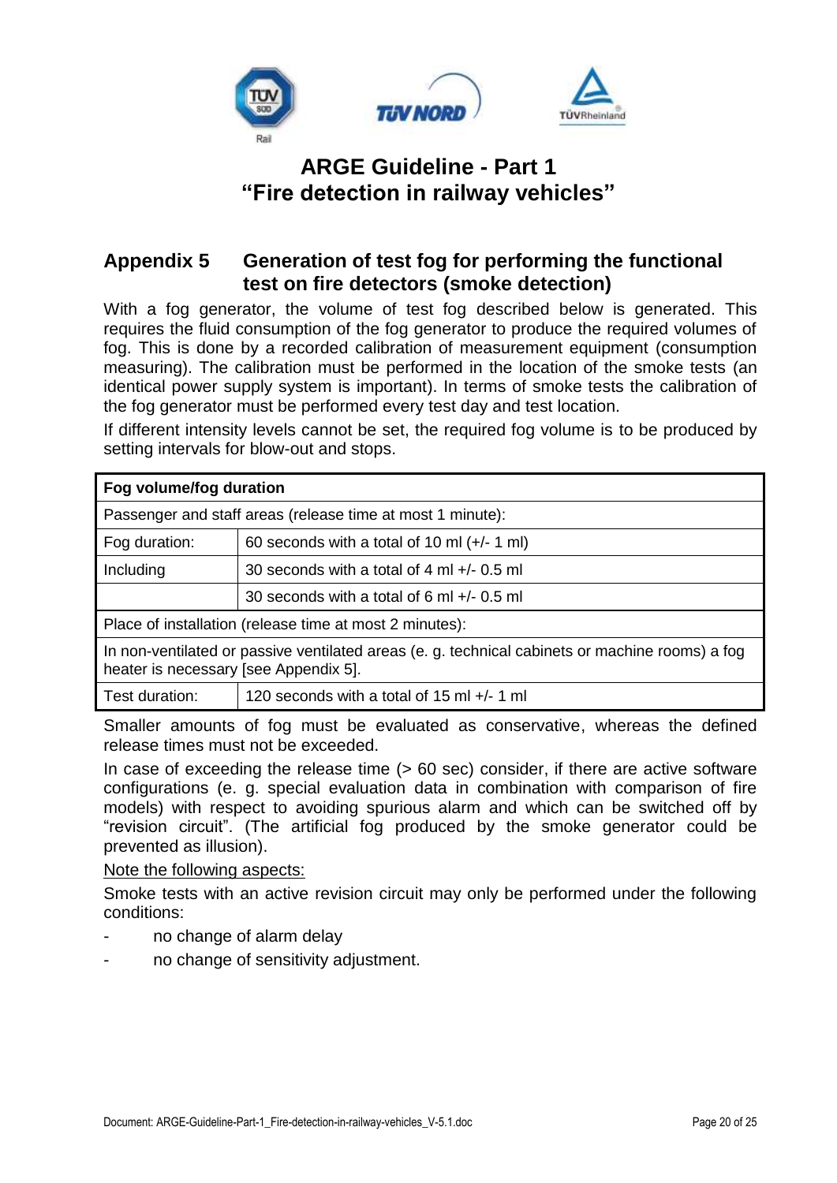# ARGE Guideline - Part 1
# "Fire detection in railway vehicles"

## Appendix 5 Generation of test fog for performing the functional test on fire detectors (smoke detection)

With a fog generator, the volume of test fog described below is generated. This requires the fluid consumption of the fog generator to produce the required volumes of fog. This is done by a recorded calibration of measurement equipment (consumption measuring). The calibration must be performed in the location of the smoke tests (an identical power supply system is important). In terms of smoke tests the calibration of the fog generator must be performed every test day and test location.

If different intensity levels cannot be set, the required fog volume is to be produced by setting intervals for blow-out and stops.

| **Fog volume/fog duration** | |
|---|---|
| Passenger and staff areas (release time at most 1 minute): | |
| Fog duration: | 60 seconds with a total of 10 ml (+/- 1 ml) |
| Including | 30 seconds with a total of 4 ml +/- 0.5 ml |
| | 30 seconds with a total of 6 ml +/- 0.5 ml |
| Place of installation (release time at most 2 minutes): | |
| In non-ventilated or passive ventilated areas (e. g. technical cabinets or machine rooms) a fog heater is necessary [see Appendix 5]. | |
| Test duration: | 120 seconds with a total of 15 ml +/- 1 ml |

Smaller amounts of fog must be evaluated as conservative, whereas the defined release times must not be exceeded.

In case of exceeding the release time (> 60 sec) consider, if there are active software configurations (e. g. special evaluation data in combination with comparison of fire models) with respect to avoiding spurious alarm and which can be switched off by "revision circuit". (The artificial fog produced by the smoke generator could be prevented as illusion).

<u>Note the following aspects:</u>

Smoke tests with an active revision circuit may only be performed under the following conditions:

- no change of alarm delay
- no change of sensitivity adjustment.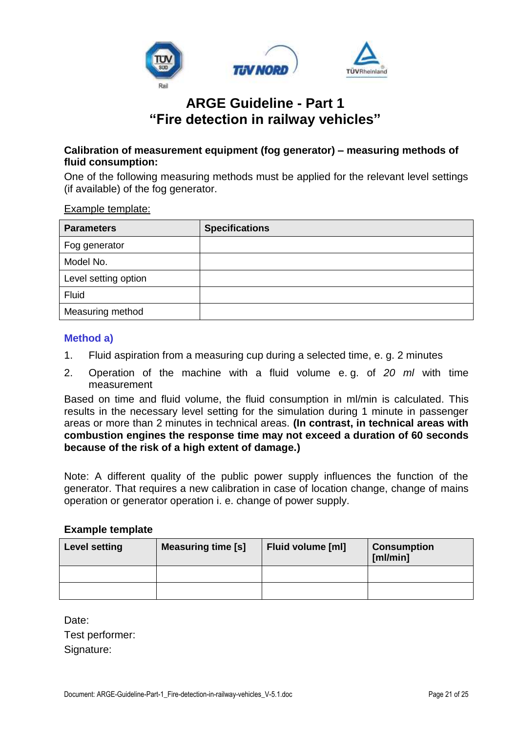# ARGE Guideline - Part 1
# "Fire detection in railway vehicles"

**Calibration of measurement equipment (fog generator) – measuring methods of fluid consumption:**

One of the following measuring methods must be applied for the relevant level settings (if available) of the fog generator.

Example template:

| Parameters | Specifications |
|---|---|
| Fog generator | |
| Model No. | |
| Level setting option | |
| Fluid | |
| Measuring method | |

**Method a)**

1. Fluid aspiration from a measuring cup during a selected time, e. g. 2 minutes
2. Operation of the machine with a fluid volume e. g. of *20 ml* with time measurement

Based on time and fluid volume, the fluid consumption in ml/min is calculated. This results in the necessary level setting for the simulation during 1 minute in passenger areas or more than 2 minutes in technical areas. **(In contrast, in technical areas with combustion engines the response time may not exceed a duration of 60 seconds because of the risk of a high extent of damage.)**

Note: A different quality of the public power supply influences the function of the generator. That requires a new calibration in case of location change, change of mains operation or generator operation i. e. change of power supply.

**Example template**

| Level setting | Measuring time [s] | Fluid volume [ml] | Consumption [ml/min] |
|---|---|---|---|
| | | | |
| | | | |

Date:

Test performer:

Signature: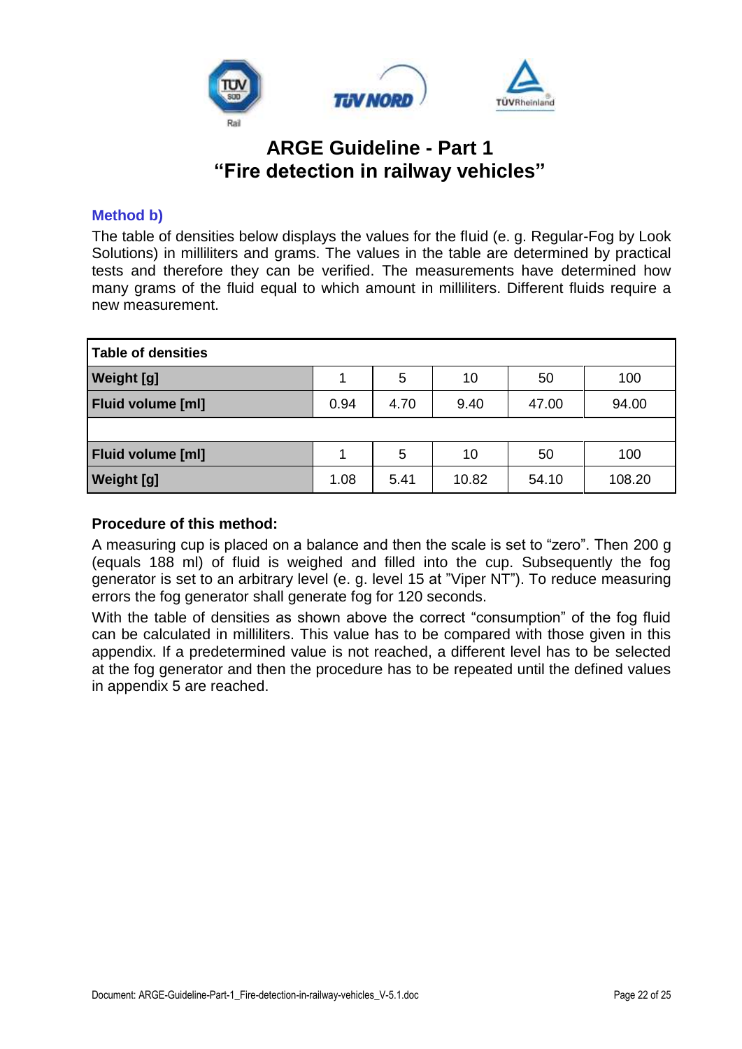## ARGE Guideline - Part 1 "Fire detection in railway vehicles"

### Method b)

The table of densities below displays the values for the fluid (e. g. Regular-Fog by Look Solutions) in milliliters and grams. The values in the table are determined by practical tests and therefore they can be verified. The measurements have determined how many grams of the fluid equal to which amount in milliliters. Different fluids require a new measurement.

| Table of densities | | | | | |
|---|---|---|---|---|---|
| **Weight [g]** | 1 | 5 | 10 | 50 | 100 |
| **Fluid volume [ml]** | 0.94 | 4.70 | 9.40 | 47.00 | 94.00 |
| | | | | | |
| **Fluid volume [ml]** | 1 | 5 | 10 | 50 | 100 |
| **Weight [g]** | 1.08 | 5.41 | 10.82 | 54.10 | 108.20 |

**Procedure of this method:**

A measuring cup is placed on a balance and then the scale is set to "zero". Then 200 g (equals 188 ml) of fluid is weighed and filled into the cup. Subsequently the fog generator is set to an arbitrary level (e. g. level 15 at "Viper NT"). To reduce measuring errors the fog generator shall generate fog for 120 seconds.

With the table of densities as shown above the correct "consumption" of the fog fluid can be calculated in milliliters. This value has to be compared with those given in this appendix. If a predetermined value is not reached, a different level has to be selected at the fog generator and then the procedure has to be repeated until the defined values in appendix 5 are reached.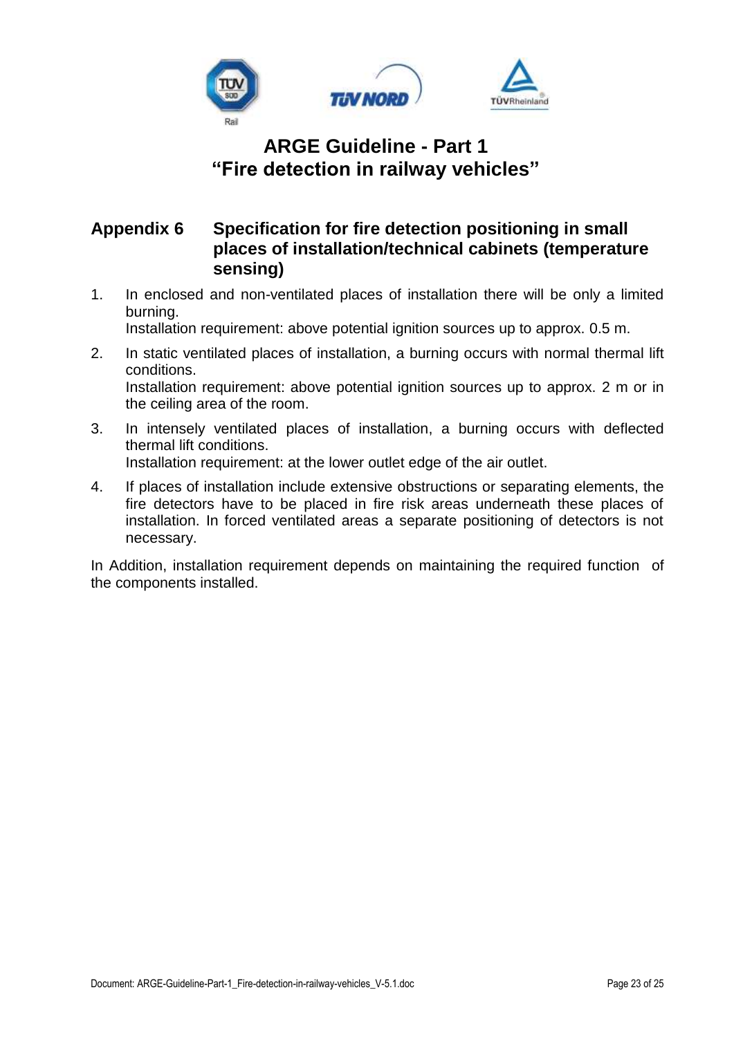# ARGE Guideline - Part 1
# "Fire detection in railway vehicles"

## Appendix 6 Specification for fire detection positioning in small places of installation/technical cabinets (temperature sensing)

1. In enclosed and non-ventilated places of installation there will be only a limited burning.
   Installation requirement: above potential ignition sources up to approx. 0.5 m.
2. In static ventilated places of installation, a burning occurs with normal thermal lift conditions.
   Installation requirement: above potential ignition sources up to approx. 2 m or in the ceiling area of the room.
3. In intensely ventilated places of installation, a burning occurs with deflected thermal lift conditions.
   Installation requirement: at the lower outlet edge of the air outlet.
4. If places of installation include extensive obstructions or separating elements, the fire detectors have to be placed in fire risk areas underneath these places of installation. In forced ventilated areas a separate positioning of detectors is not necessary.

In Addition, installation requirement depends on maintaining the required function of the components installed.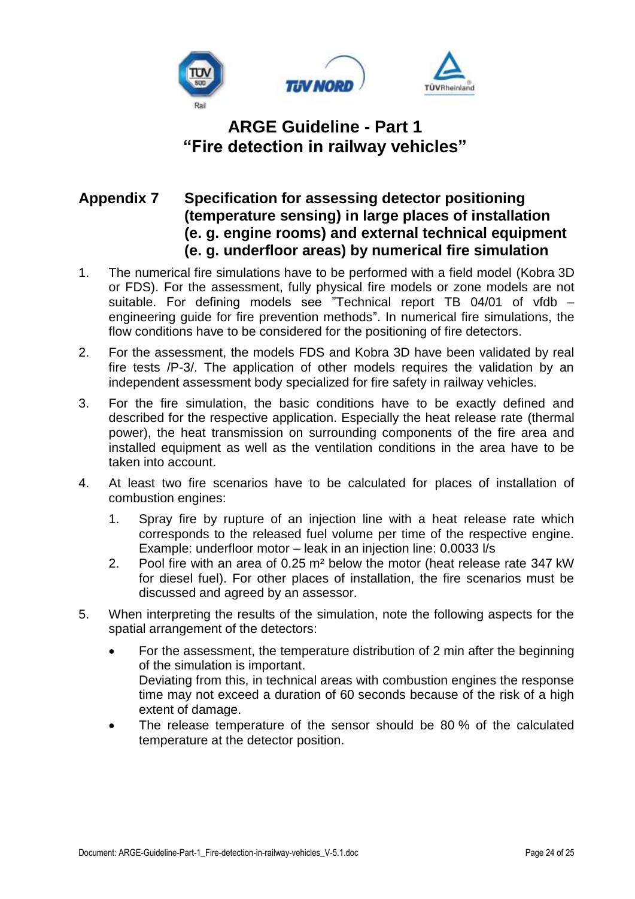# ARGE Guideline - Part 1
# "Fire detection in railway vehicles"

## Appendix 7 Specification for assessing detector positioning (temperature sensing) in large places of installation (e. g. engine rooms) and external technical equipment (e. g. underfloor areas) by numerical fire simulation

1. The numerical fire simulations have to be performed with a field model (Kobra 3D or FDS). For the assessment, fully physical fire models or zone models are not suitable. For defining models see "Technical report TB 04/01 of vfdb – engineering guide for fire prevention methods". In numerical fire simulations, the flow conditions have to be considered for the positioning of fire detectors.
2. For the assessment, the models FDS and Kobra 3D have been validated by real fire tests /P-3/. The application of other models requires the validation by an independent assessment body specialized for fire safety in railway vehicles.
3. For the fire simulation, the basic conditions have to be exactly defined and described for the respective application. Especially the heat release rate (thermal power), the heat transmission on surrounding components of the fire area and installed equipment as well as the ventilation conditions in the area have to be taken into account.
4. At least two fire scenarios have to be calculated for places of installation of combustion engines:
    1. Spray fire by rupture of an injection line with a heat release rate which corresponds to the released fuel volume per time of the respective engine. Example: underfloor motor – leak in an injection line: 0.0033 l/s
    2. Pool fire with an area of 0.25 m² below the motor (heat release rate 347 kW for diesel fuel). For other places of installation, the fire scenarios must be discussed and agreed by an assessor.
5. When interpreting the results of the simulation, note the following aspects for the spatial arrangement of the detectors:
    - For the assessment, the temperature distribution of 2 min after the beginning of the simulation is important.
      Deviating from this, in technical areas with combustion engines the response time may not exceed a duration of 60 seconds because of the risk of a high extent of damage.
    - The release temperature of the sensor should be 80 % of the calculated temperature at the detector position.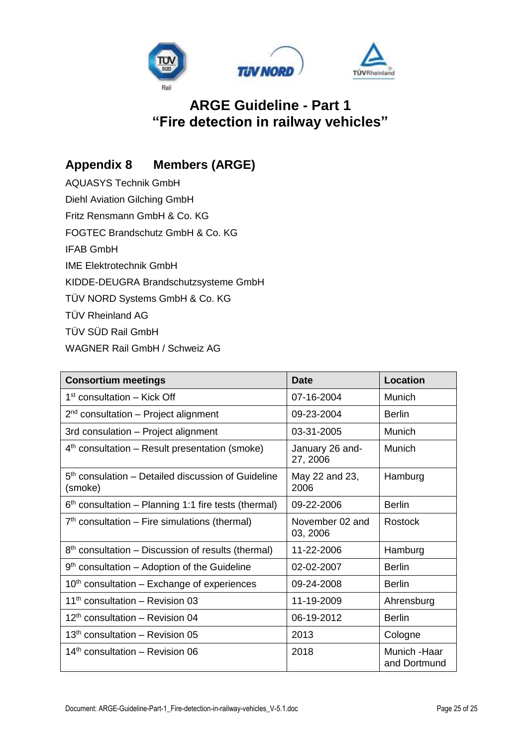# ARGE Guideline - Part 1
# “Fire detection in railway vehicles”

## Appendix 8 Members (ARGE)

AQUASYS Technik GmbH

Diehl Aviation Gilching GmbH

Fritz Rensmann GmbH & Co. KG

FOGTEC Brandschutz GmbH & Co. KG

IFAB GmbH

IME Elektrotechnik GmbH

KIDDE-DEUGRA Brandschutzsysteme GmbH

TÜV NORD Systems GmbH & Co. KG

TÜV Rheinland AG

TÜV SÜD Rail GmbH

WAGNER Rail GmbH / Schweiz AG

| Consortium meetings | Date | Location |
|---|---|---|
| 1st consultation – Kick Off | 07-16-2004 | Munich |
| 2nd consultation – Project alignment | 09-23-2004 | Berlin |
| 3rd consulation – Project alignment | 03-31-2005 | Munich |
| 4th consultation – Result presentation (smoke) | January 26 and-27, 2006 | Munich |
| 5th consulation – Detailed discussion of Guideline (smoke) | May 22 and 23, 2006 | Hamburg |
| 6th consultation – Planning 1:1 fire tests (thermal) | 09-22-2006 | Berlin |
| 7th consultation – Fire simulations (thermal) | November 02 and 03, 2006 | Rostock |
| 8th consultation – Discussion of results (thermal) | 11-22-2006 | Hamburg |
| 9th consultation – Adoption of the Guideline | 02-02-2007 | Berlin |
| 10th consultation – Exchange of experiences | 09-24-2008 | Berlin |
| 11th consultation – Revision 03 | 11-19-2009 | Ahrensburg |
| 12th consultation – Revision 04 | 06-19-2012 | Berlin |
| 13th consultation – Revision 05 | 2013 | Cologne |
| 14th consultation – Revision 06 | 2018 | Munich -Haar and Dortmund |